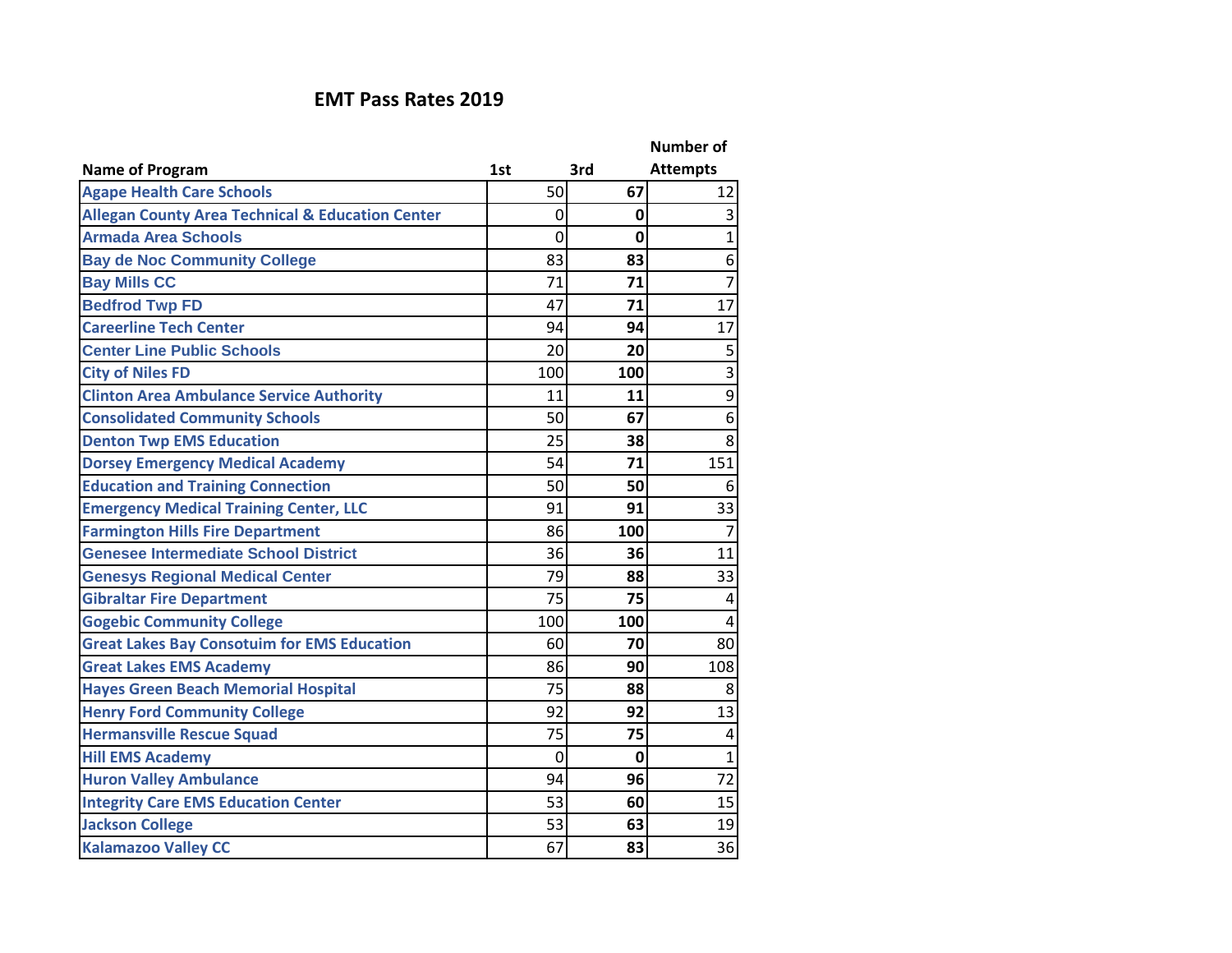# EMT Pass Rates 2019

| Name of Program | 1st | 3rd | Number of Attempts |
|---|---|---|---|
| Agape Health Care Schools | 50 | **67** | 12 |
| Allegan County Area Technical & Education Center | 0 | **0** | 3 |
| Armada Area Schools | 0 | **0** | 1 |
| Bay de Noc Community College | 83 | **83** | 6 |
| Bay Mills CC | 71 | **71** | 7 |
| Bedfrod Twp FD | 47 | **71** | 17 |
| Careerline Tech Center | 94 | **94** | 17 |
| Center Line Public Schools | 20 | **20** | 5 |
| City of Niles FD | 100 | **100** | 3 |
| Clinton Area Ambulance Service Authority | 11 | **11** | 9 |
| Consolidated Community Schools | 50 | **67** | 6 |
| Denton Twp EMS Education | 25 | **38** | 8 |
| Dorsey Emergency Medical Academy | 54 | **71** | 151 |
| Education and Training Connection | 50 | **50** | 6 |
| Emergency Medical Training Center, LLC | 91 | **91** | 33 |
| Farmington Hills Fire Department | 86 | **100** | 7 |
| Genesee Intermediate School District | 36 | **36** | 11 |
| Genesys Regional Medical Center | 79 | **88** | 33 |
| Gibraltar Fire Department | 75 | **75** | 4 |
| Gogebic Community College | 100 | **100** | 4 |
| Great Lakes Bay Consotuim for EMS Education | 60 | **70** | 80 |
| Great Lakes EMS Academy | 86 | **90** | 108 |
| Hayes Green Beach Memorial Hospital | 75 | **88** | 8 |
| Henry Ford Community College | 92 | **92** | 13 |
| Hermansville Rescue Squad | 75 | **75** | 4 |
| Hill EMS Academy | 0 | **0** | 1 |
| Huron Valley Ambulance | 94 | **96** | 72 |
| Integrity Care EMS Education Center | 53 | **60** | 15 |
| Jackson College | 53 | **63** | 19 |
| Kalamazoo Valley CC | 67 | **83** | 36 |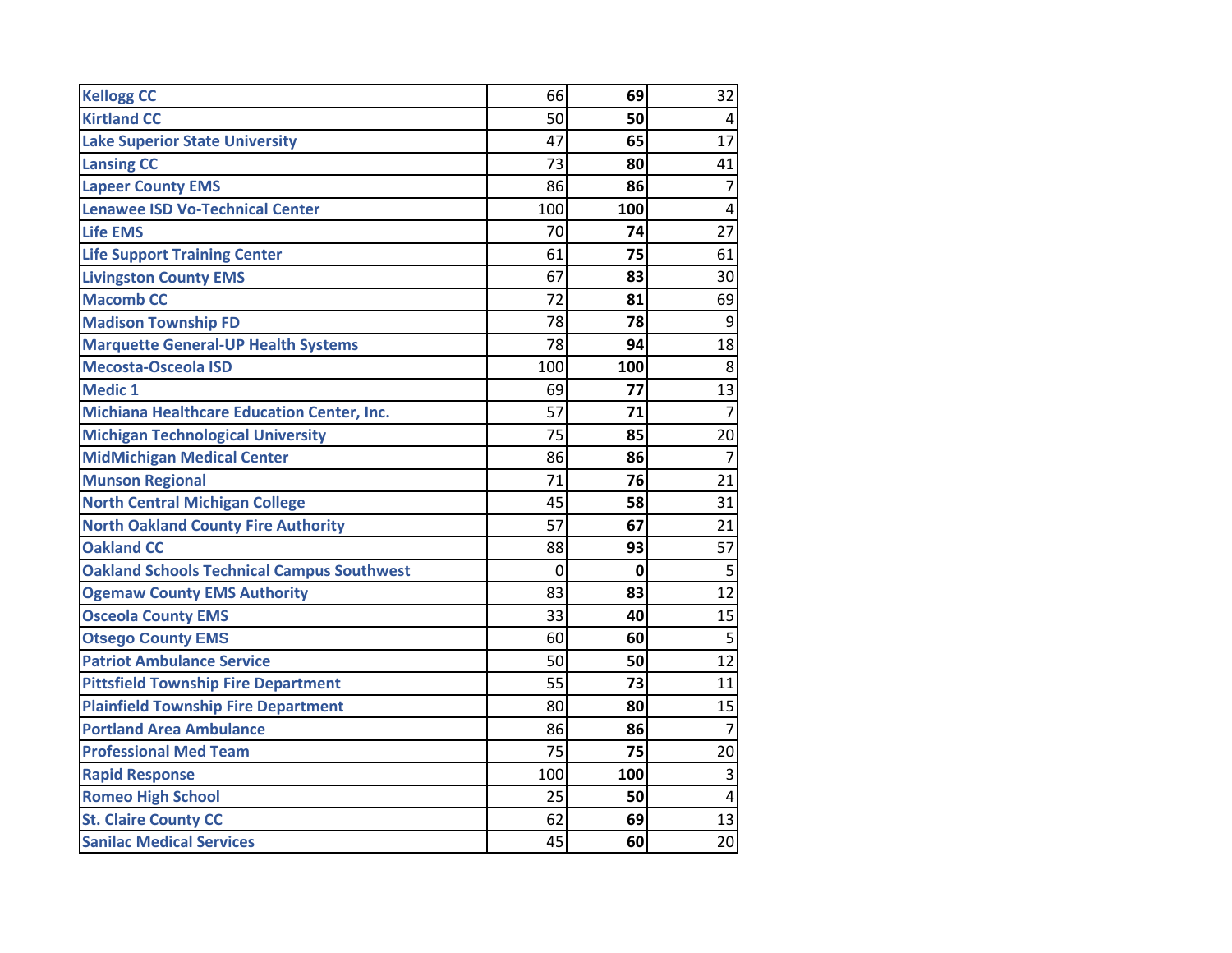| | | | |
|---|---|---|---|
| **Kellogg CC** | 66 | **69** | 32 |
| **Kirtland CC** | 50 | **50** | 4 |
| **Lake Superior State University** | 47 | **65** | 17 |
| **Lansing CC** | 73 | **80** | 41 |
| **Lapeer County EMS** | 86 | **86** | 7 |
| **Lenawee ISD Vo-Technical Center** | 100 | **100** | 4 |
| **Life EMS** | 70 | **74** | 27 |
| **Life Support Training Center** | 61 | **75** | 61 |
| **Livingston County EMS** | 67 | **83** | 30 |
| **Macomb CC** | 72 | **81** | 69 |
| **Madison Township FD** | 78 | **78** | 9 |
| **Marquette General-UP Health Systems** | 78 | **94** | 18 |
| **Mecosta-Osceola ISD** | 100 | **100** | 8 |
| **Medic 1** | 69 | **77** | 13 |
| **Michiana Healthcare Education Center, Inc.** | 57 | **71** | 7 |
| **Michigan Technological University** | 75 | **85** | 20 |
| **MidMichigan Medical Center** | 86 | **86** | 7 |
| **Munson Regional** | 71 | **76** | 21 |
| **North Central Michigan College** | 45 | **58** | 31 |
| **North Oakland County Fire Authority** | 57 | **67** | 21 |
| **Oakland CC** | 88 | **93** | 57 |
| **Oakland Schools Technical Campus Southwest** | 0 | **0** | 5 |
| **Ogemaw County EMS Authority** | 83 | **83** | 12 |
| **Osceola County EMS** | 33 | **40** | 15 |
| **Otsego County EMS** | 60 | **60** | 5 |
| **Patriot Ambulance Service** | 50 | **50** | 12 |
| **Pittsfield Township Fire Department** | 55 | **73** | 11 |
| **Plainfield Township Fire Department** | 80 | **80** | 15 |
| **Portland Area Ambulance** | 86 | **86** | 7 |
| **Professional Med Team** | 75 | **75** | 20 |
| **Rapid Response** | 100 | **100** | 3 |
| **Romeo High School** | 25 | **50** | 4 |
| **St. Claire County CC** | 62 | **69** | 13 |
| **Sanilac Medical Services** | 45 | **60** | 20 |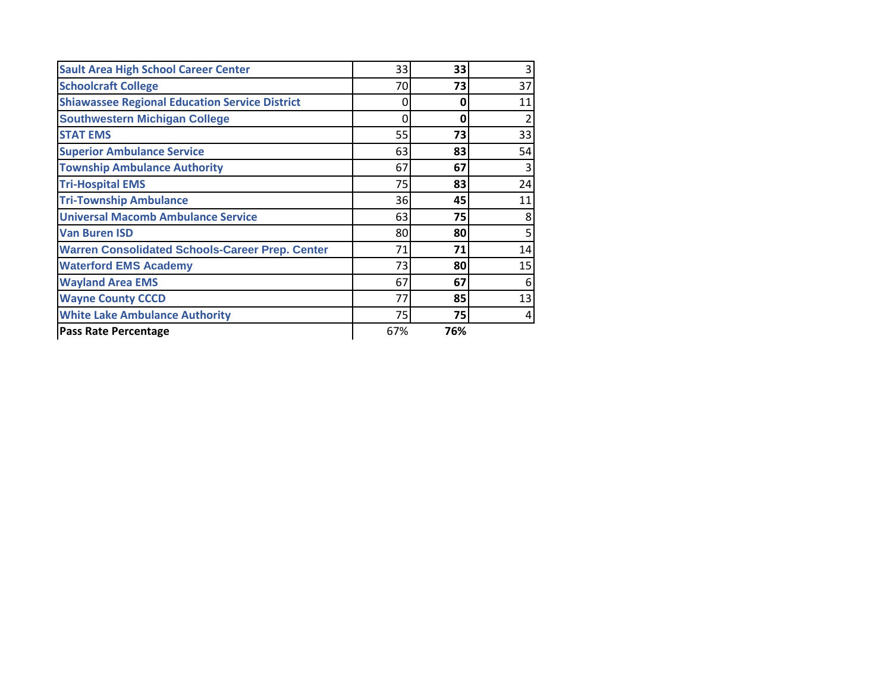| | | | |
|---|---|---|---|
| **Sault Area High School Career Center** | 33 | **33** | 3 |
| **Schoolcraft College** | 70 | **73** | 37 |
| **Shiawassee Regional Education Service District** | 0 | **0** | 11 |
| **Southwestern Michigan College** | 0 | **0** | 2 |
| **STAT EMS** | 55 | **73** | 33 |
| **Superior Ambulance Service** | 63 | **83** | 54 |
| **Township Ambulance Authority** | 67 | **67** | 3 |
| **Tri-Hospital EMS** | 75 | **83** | 24 |
| **Tri-Township Ambulance** | 36 | **45** | 11 |
| **Universal Macomb Ambulance Service** | 63 | **75** | 8 |
| **Van Buren ISD** | 80 | **80** | 5 |
| **Warren Consolidated Schools-Career Prep. Center** | 71 | **71** | 14 |
| **Waterford EMS Academy** | 73 | **80** | 15 |
| **Wayland Area EMS** | 67 | **67** | 6 |
| **Wayne County CCCD** | 77 | **85** | 13 |
| **White Lake Ambulance Authority** | 75 | **75** | 4 |
| **Pass Rate Percentage** | 67% | **76%** | |